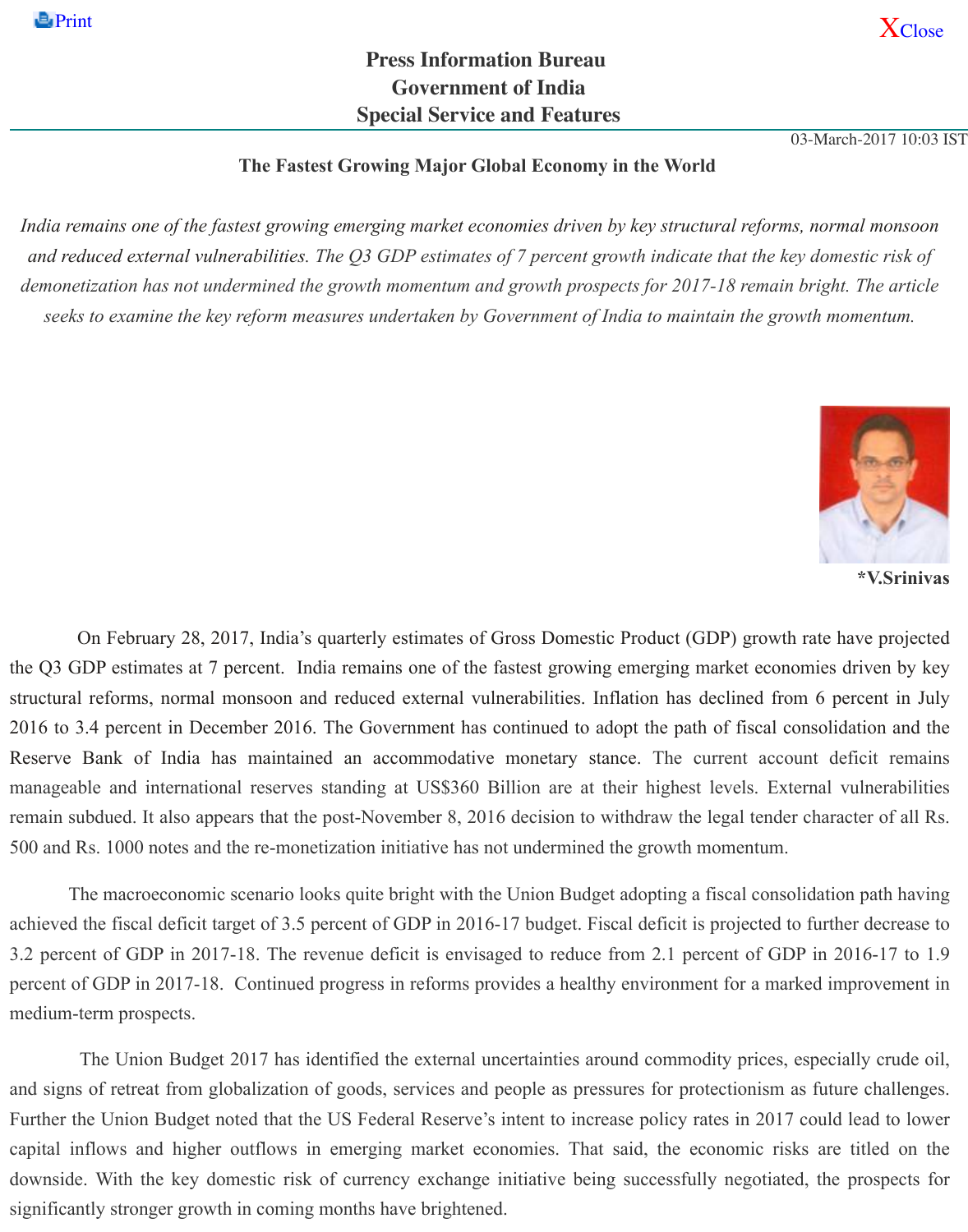# Press Information Bureau
# Government of India
# Special Service and Features

03-March-2017 10:03 IST

## The Fastest Growing Major Global Economy in the World

*India remains one of the fastest growing emerging market economies driven by key structural reforms, normal monsoon and reduced external vulnerabilities. The Q3 GDP estimates of 7 percent growth indicate that the key domestic risk of demonetization has not undermined the growth momentum and growth prospects for 2017-18 remain bright. The article seeks to examine the key reform measures undertaken by Government of India to maintain the growth momentum.*

**\*V.Srinivas**

On February 28, 2017, India's quarterly estimates of Gross Domestic Product (GDP) growth rate have projected the Q3 GDP estimates at 7 percent. India remains one of the fastest growing emerging market economies driven by key structural reforms, normal monsoon and reduced external vulnerabilities. Inflation has declined from 6 percent in July 2016 to 3.4 percent in December 2016. The Government has continued to adopt the path of fiscal consolidation and the Reserve Bank of India has maintained an accommodative monetary stance. The current account deficit remains manageable and international reserves standing at US$360 Billion are at their highest levels. External vulnerabilities remain subdued. It also appears that the post-November 8, 2016 decision to withdraw the legal tender character of all Rs. 500 and Rs. 1000 notes and the re-monetization initiative has not undermined the growth momentum.

The macroeconomic scenario looks quite bright with the Union Budget adopting a fiscal consolidation path having achieved the fiscal deficit target of 3.5 percent of GDP in 2016-17 budget. Fiscal deficit is projected to further decrease to 3.2 percent of GDP in 2017-18. The revenue deficit is envisaged to reduce from 2.1 percent of GDP in 2016-17 to 1.9 percent of GDP in 2017-18. Continued progress in reforms provides a healthy environment for a marked improvement in medium-term prospects.

The Union Budget 2017 has identified the external uncertainties around commodity prices, especially crude oil, and signs of retreat from globalization of goods, services and people as pressures for protectionism as future challenges. Further the Union Budget noted that the US Federal Reserve's intent to increase policy rates in 2017 could lead to lower capital inflows and higher outflows in emerging market economies. That said, the economic risks are titled on the downside. With the key domestic risk of currency exchange initiative being successfully negotiated, the prospects for significantly stronger growth in coming months have brightened.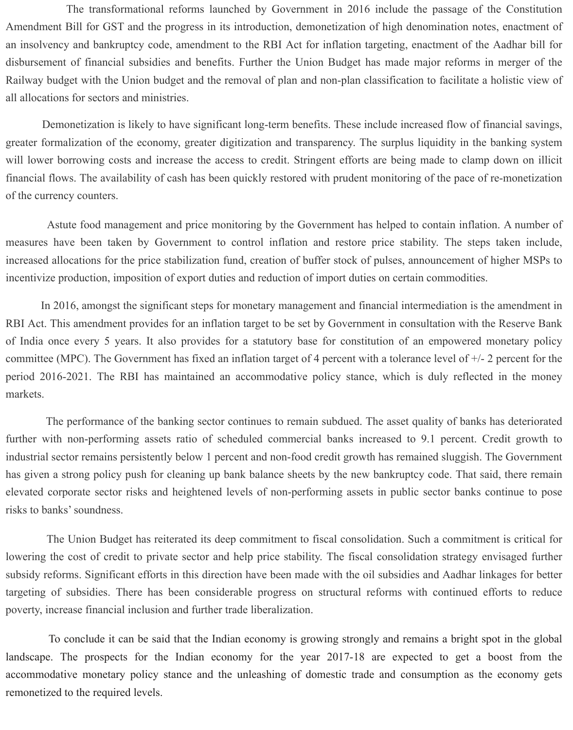The transformational reforms launched by Government in 2016 include the passage of the Constitution Amendment Bill for GST and the progress in its introduction, demonetization of high denomination notes, enactment of an insolvency and bankruptcy code, amendment to the RBI Act for inflation targeting, enactment of the Aadhar bill for disbursement of financial subsidies and benefits. Further the Union Budget has made major reforms in merger of the Railway budget with the Union budget and the removal of plan and non-plan classification to facilitate a holistic view of all allocations for sectors and ministries.

Demonetization is likely to have significant long-term benefits. These include increased flow of financial savings, greater formalization of the economy, greater digitization and transparency. The surplus liquidity in the banking system will lower borrowing costs and increase the access to credit. Stringent efforts are being made to clamp down on illicit financial flows. The availability of cash has been quickly restored with prudent monitoring of the pace of re-monetization of the currency counters.

Astute food management and price monitoring by the Government has helped to contain inflation. A number of measures have been taken by Government to control inflation and restore price stability. The steps taken include, increased allocations for the price stabilization fund, creation of buffer stock of pulses, announcement of higher MSPs to incentivize production, imposition of export duties and reduction of import duties on certain commodities.

In 2016, amongst the significant steps for monetary management and financial intermediation is the amendment in RBI Act. This amendment provides for an inflation target to be set by Government in consultation with the Reserve Bank of India once every 5 years. It also provides for a statutory base for constitution of an empowered monetary policy committee (MPC). The Government has fixed an inflation target of 4 percent with a tolerance level of +/- 2 percent for the period 2016-2021. The RBI has maintained an accommodative policy stance, which is duly reflected in the money markets.

The performance of the banking sector continues to remain subdued. The asset quality of banks has deteriorated further with non-performing assets ratio of scheduled commercial banks increased to 9.1 percent. Credit growth to industrial sector remains persistently below 1 percent and non-food credit growth has remained sluggish. The Government has given a strong policy push for cleaning up bank balance sheets by the new bankruptcy code. That said, there remain elevated corporate sector risks and heightened levels of non-performing assets in public sector banks continue to pose risks to banks' soundness.

The Union Budget has reiterated its deep commitment to fiscal consolidation. Such a commitment is critical for lowering the cost of credit to private sector and help price stability. The fiscal consolidation strategy envisaged further subsidy reforms. Significant efforts in this direction have been made with the oil subsidies and Aadhar linkages for better targeting of subsidies. There has been considerable progress on structural reforms with continued efforts to reduce poverty, increase financial inclusion and further trade liberalization.

To conclude it can be said that the Indian economy is growing strongly and remains a bright spot in the global landscape. The prospects for the Indian economy for the year 2017-18 are expected to get a boost from the accommodative monetary policy stance and the unleashing of domestic trade and consumption as the economy gets remonetized to the required levels.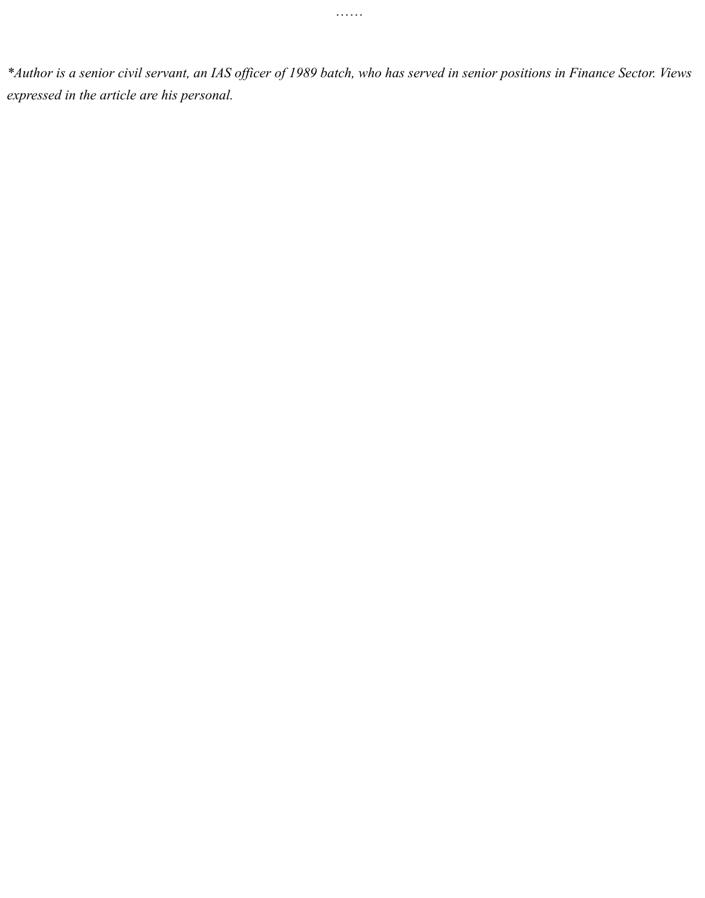……

*\*Author is a senior civil servant, an IAS officer of 1989 batch, who has served in senior positions in Finance Sector. Views expressed in the article are his personal.*